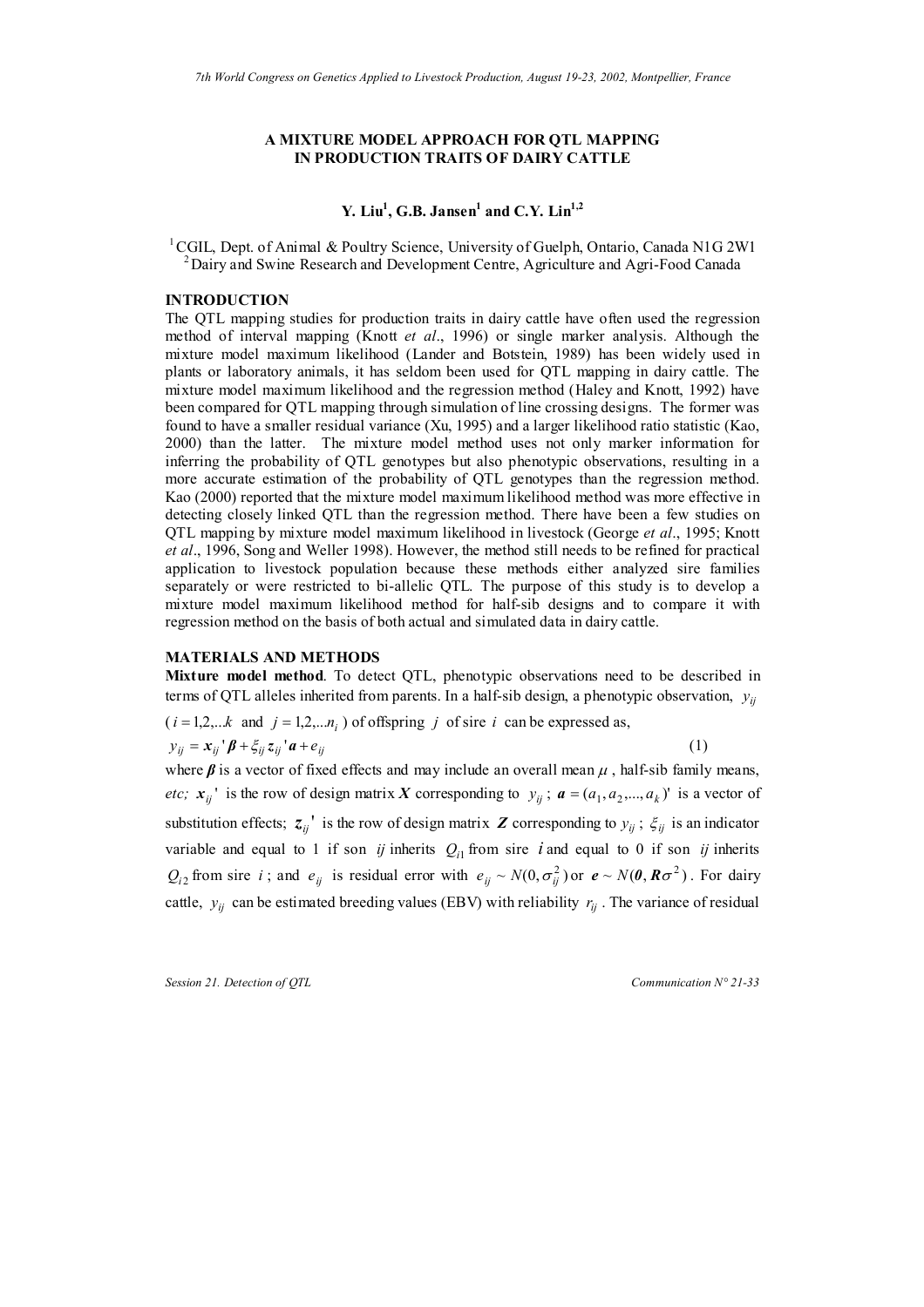# A MIXTURE MODEL APPROACH FOR QTL MAPPING IN PRODUCTION TRAITS OF DAIRY CATTLE

**Y. Liu[1], G.B. Jansen[1] and C.Y. Lin[1,2]**

[1] CGIL, Dept. of Animal & Poultry Science, University of Guelph, Ontario, Canada N1G 2W1
[2] Dairy and Swine Research and Development Centre, Agriculture and Agri-Food Canada

## INTRODUCTION

The QTL mapping studies for production traits in dairy cattle have often used the regression method of interval mapping (Knott *et al*., 1996) or single marker analysis. Although the mixture model maximum likelihood (Lander and Botstein, 1989) has been widely used in plants or laboratory animals, it has seldom been used for QTL mapping in dairy cattle. The mixture model maximum likelihood and the regression method (Haley and Knott, 1992) have been compared for QTL mapping through simulation of line crossing designs. The former was found to have a smaller residual variance (Xu, 1995) and a larger likelihood ratio statistic (Kao, 2000) than the latter. The mixture model method uses not only marker information for inferring the probability of QTL genotypes but also phenotypic observations, resulting in a more accurate estimation of the probability of QTL genotypes than the regression method. Kao (2000) reported that the mixture model maximum likelihood method was more effective in detecting closely linked QTL than the regression method. There have been a few studies on QTL mapping by mixture model maximum likelihood in livestock (George *et al*., 1995; Knott *et al*., 1996, Song and Weller 1998). However, the method still needs to be refined for practical application to livestock population because these methods either analyzed sire families separately or were restricted to bi-allelic QTL. The purpose of this study is to develop a mixture model maximum likelihood method for half-sib designs and to compare it with regression method on the basis of both actual and simulated data in dairy cattle.

## MATERIALS AND METHODS

**Mixture model method**. To detect QTL, phenotypic observations need to be described in terms of QTL alleles inherited from parents. In a half-sib design, a phenotypic observation, $y_{ij}$ ($i = 1,2,...k$ and $j = 1,2,...n_i$) of offspring $j$ of sire $i$ can be expressed as,

$$y_{ij} = \boldsymbol{x}_{ij}'\boldsymbol{\beta} + \xi_{ij}\boldsymbol{z}_{ij}'\boldsymbol{a} + e_{ij} \tag{1}$$

where $\boldsymbol{\beta}$ is a vector of fixed effects and may include an overall mean $\mu$, half-sib family means, *etc;* $\boldsymbol{x}_{ij}'$ is the row of design matrix $\boldsymbol{X}$ corresponding to $y_{ij}$; $\boldsymbol{a} = (a_1, a_2, ..., a_k)'$ is a vector of substitution effects; $\boldsymbol{z}_{ij}'$ is the row of design matrix $\boldsymbol{Z}$ corresponding to $y_{ij}$; $\xi_{ij}$ is an indicator variable and equal to 1 if son $ij$ inherits $Q_{i1}$ from sire $i$ and equal to 0 if son $ij$ inherits $Q_{i2}$ from sire $i$; and $e_{ij}$ is residual error with $e_{ij} \sim N(0, \sigma_{ij}^2)$ or $\boldsymbol{e} \sim N(\boldsymbol{0}, \boldsymbol{R}\sigma^2)$. For dairy cattle, $y_{ij}$ can be estimated breeding values (EBV) with reliability $r_{ij}$. The variance of residual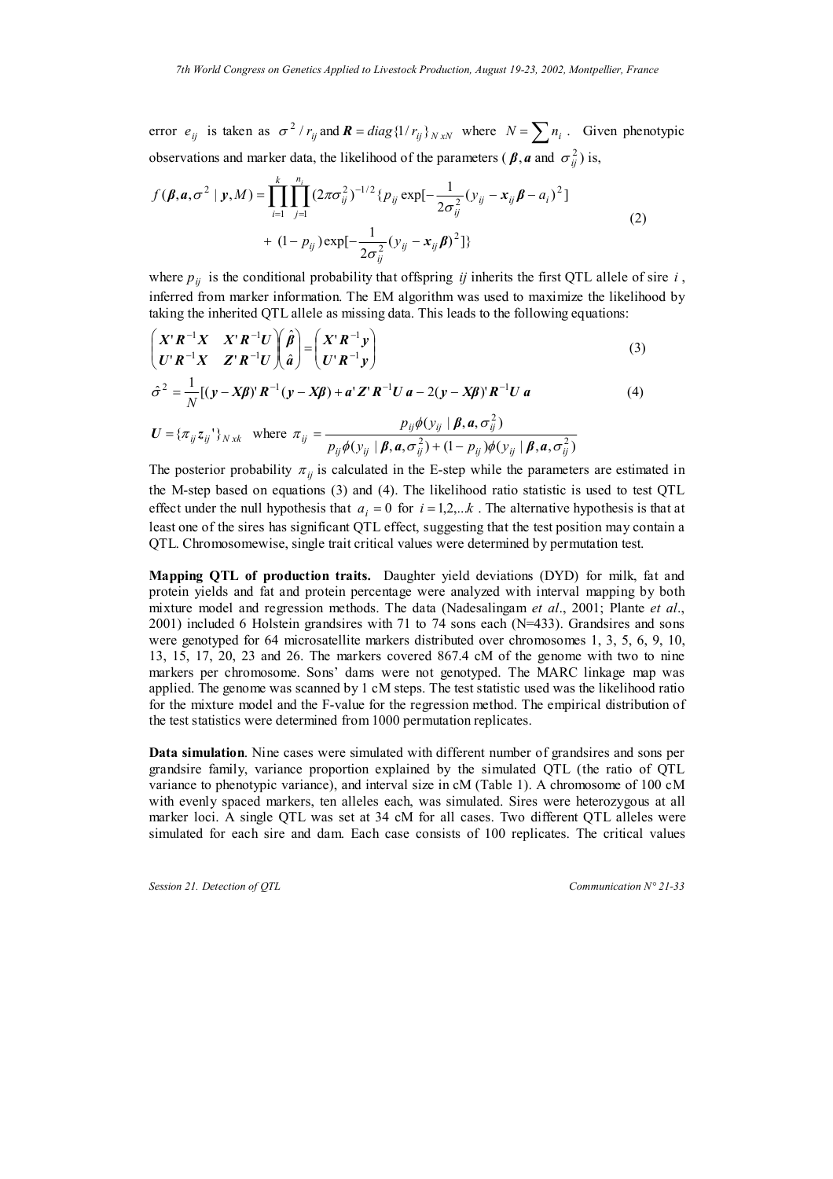error $e_{ij}$ is taken as $\sigma^2 / r_{ij}$ and $\boldsymbol{R} = diag\{1/r_{ij}\}_{N\,xN}$ where $N = \sum n_i$. Given phenotypic observations and marker data, the likelihood of the parameters ($\boldsymbol{\beta}, \boldsymbol{a}$ and $\sigma_{ij}^2$) is,

$$
\begin{aligned}
f(\boldsymbol{\beta}, \boldsymbol{a}, \sigma^2 \mid \boldsymbol{y}, M) = \prod_{i=1}^{k} \prod_{j=1}^{n_i} (2\pi\sigma_{ij}^2)^{-1/2} \{ p_{ij} \exp[-\frac{1}{2\sigma_{ij}^2}(y_{ij} - \boldsymbol{x}_{ij}\boldsymbol{\beta} - a_i)^2] \\
+ (1 - p_{ij}) \exp[-\frac{1}{2\sigma_{ij}^2}(y_{ij} - \boldsymbol{x}_{ij}\boldsymbol{\beta})^2] \}
\end{aligned}
\tag{2}
$$

where $p_{ij}$ is the conditional probability that offspring $ij$ inherits the first QTL allele of sire $i$, inferred from marker information. The EM algorithm was used to maximize the likelihood by taking the inherited QTL allele as missing data. This leads to the following equations:

$$
\begin{pmatrix} \boldsymbol{X}'\boldsymbol{R}^{-1}\boldsymbol{X} & \boldsymbol{X}'\boldsymbol{R}^{-1}\boldsymbol{U} \\ \boldsymbol{U}'\boldsymbol{R}^{-1}\boldsymbol{X} & \boldsymbol{Z}'\boldsymbol{R}^{-1}\boldsymbol{U} \end{pmatrix} \begin{pmatrix} \hat{\boldsymbol{\beta}} \\ \hat{\boldsymbol{a}} \end{pmatrix} = \begin{pmatrix} \boldsymbol{X}'\boldsymbol{R}^{-1}\boldsymbol{y} \\ \boldsymbol{U}'\boldsymbol{R}^{-1}\boldsymbol{y} \end{pmatrix}
\tag{3}
$$

$$
\hat{\sigma}^2 = \frac{1}{N}[(\boldsymbol{y} - \boldsymbol{X\beta})'\boldsymbol{R}^{-1}(\boldsymbol{y} - \boldsymbol{X\beta}) + \boldsymbol{a}'\boldsymbol{Z}'\boldsymbol{R}^{-1}\boldsymbol{U}\,\boldsymbol{a} - 2(\boldsymbol{y} - \boldsymbol{X\beta})'\boldsymbol{R}^{-1}\boldsymbol{U}\,\boldsymbol{a}
\tag{4}
$$

$$
\boldsymbol{U} = \{\pi_{ij}\boldsymbol{z}_{ij}'\}_{N\,xk} \quad \text{where} \quad \pi_{ij} = \frac{p_{ij}\phi(y_{ij} \mid \boldsymbol{\beta}, \boldsymbol{a}, \sigma_{ij}^2)}{p_{ij}\phi(y_{ij} \mid \boldsymbol{\beta}, \boldsymbol{a}, \sigma_{ij}^2) + (1 - p_{ij})\phi(y_{ij} \mid \boldsymbol{\beta}, \boldsymbol{a}, \sigma_{ij}^2)}
$$

The posterior probability $\pi_{ij}$ is calculated in the E-step while the parameters are estimated in the M-step based on equations (3) and (4). The likelihood ratio statistic is used to test QTL effect under the null hypothesis that $a_i = 0$ for $i = 1,2,...k$. The alternative hypothesis is that at least one of the sires has significant QTL effect, suggesting that the test position may contain a QTL. Chromosomewise, single trait critical values were determined by permutation test.

**Mapping QTL of production traits.** Daughter yield deviations (DYD) for milk, fat and protein yields and fat and protein percentage were analyzed with interval mapping by both mixture model and regression methods. The data (Nadesalingam *et al*., 2001; Plante *et al*., 2001) included 6 Holstein grandsires with 71 to 74 sons each (N=433). Grandsires and sons were genotyped for 64 microsatellite markers distributed over chromosomes 1, 3, 5, 6, 9, 10, 13, 15, 17, 20, 23 and 26. The markers covered 867.4 cM of the genome with two to nine markers per chromosome. Sons' dams were not genotyped. The MARC linkage map was applied. The genome was scanned by 1 cM steps. The test statistic used was the likelihood ratio for the mixture model and the F-value for the regression method. The empirical distribution of the test statistics were determined from 1000 permutation replicates.

**Data simulation**. Nine cases were simulated with different number of grandsires and sons per grandsire family, variance proportion explained by the simulated QTL (the ratio of QTL variance to phenotypic variance), and interval size in cM (Table 1). A chromosome of 100 cM with evenly spaced markers, ten alleles each, was simulated. Sires were heterozygous at all marker loci. A single QTL was set at 34 cM for all cases. Two different QTL alleles were simulated for each sire and dam. Each case consists of 100 replicates. The critical values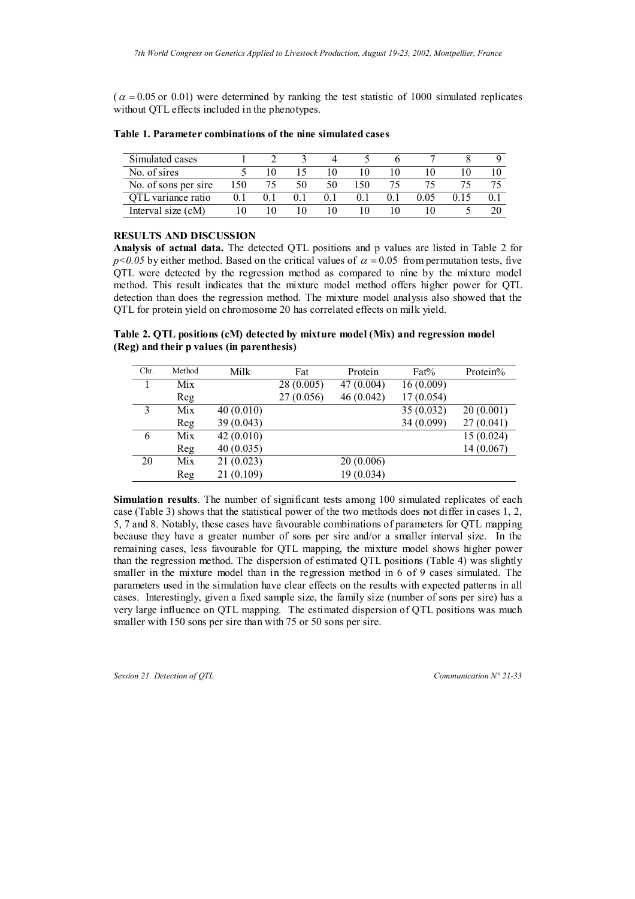($\alpha = 0.05$ or 0.01) were determined by ranking the test statistic of 1000 simulated replicates without QTL effects included in the phenotypes.

**Table 1. Parameter combinations of the nine simulated cases**

| Simulated cases | 1 | 2 | 3 | 4 | 5 | 6 | 7 | 8 | 9 |
|---|---|---|---|---|---|---|---|---|---|
| No. of sires | 5 | 10 | 15 | 10 | 10 | 10 | 10 | 10 | 10 |
| No. of sons per sire | 150 | 75 | 50 | 50 | 150 | 75 | 75 | 75 | 75 |
| QTL variance ratio | 0.1 | 0.1 | 0.1 | 0.1 | 0.1 | 0.1 | 0.05 | 0.15 | 0.1 |
| Interval size (cM) | 10 | 10 | 10 | 10 | 10 | 10 | 10 | 5 | 20 |

## RESULTS AND DISCUSSION

**Analysis of actual data.** The detected QTL positions and p values are listed in Table 2 for $p<0.05$ by either method. Based on the critical values of $\alpha = 0.05$ from permutation tests, five QTL were detected by the regression method as compared to nine by the mixture model method. This result indicates that the mixture model method offers higher power for QTL detection than does the regression method. The mixture model analysis also showed that the QTL for protein yield on chromosome 20 has correlated effects on milk yield.

**Table 2. QTL positions (cM) detected by mixture model (Mix) and regression model (Reg) and their p values (in parenthesis)**

| Chr. | Method | Milk | Fat | Protein | Fat% | Protein% |
|---|---|---|---|---|---|---|
| 1 | Mix | | 28 (0.005) | 47 (0.004) | 16 (0.009) | |
| | Reg | | 27 (0.056) | 46 (0.042) | 17 (0.054) | |
| 3 | Mix | 40 (0.010) | | | 35 (0.032) | 20 (0.001) |
| | Reg | 39 (0.043) | | | 34 (0.099) | 27 (0.041) |
| 6 | Mix | 42 (0.010) | | | | 15 (0.024) |
| | Reg | 40 (0.035) | | | | 14 (0.067) |
| 20 | Mix | 21 (0.023) | | 20 (0.006) | | |
| | Reg | 21 (0.109) | | 19 (0.034) | | |

**Simulation results**. The number of significant tests among 100 simulated replicates of each case (Table 3) shows that the statistical power of the two methods does not differ in cases 1, 2, 5, 7 and 8. Notably, these cases have favourable combinations of parameters for QTL mapping because they have a greater number of sons per sire and/or a smaller interval size. In the remaining cases, less favourable for QTL mapping, the mixture model shows higher power than the regression method. The dispersion of estimated QTL positions (Table 4) was slightly smaller in the mixture model than in the regression method in 6 of 9 cases simulated. The parameters used in the simulation have clear effects on the results with expected patterns in all cases. Interestingly, given a fixed sample size, the family size (number of sons per sire) has a very large influence on QTL mapping. The estimated dispersion of QTL positions was much smaller with 150 sons per sire than with 75 or 50 sons per sire.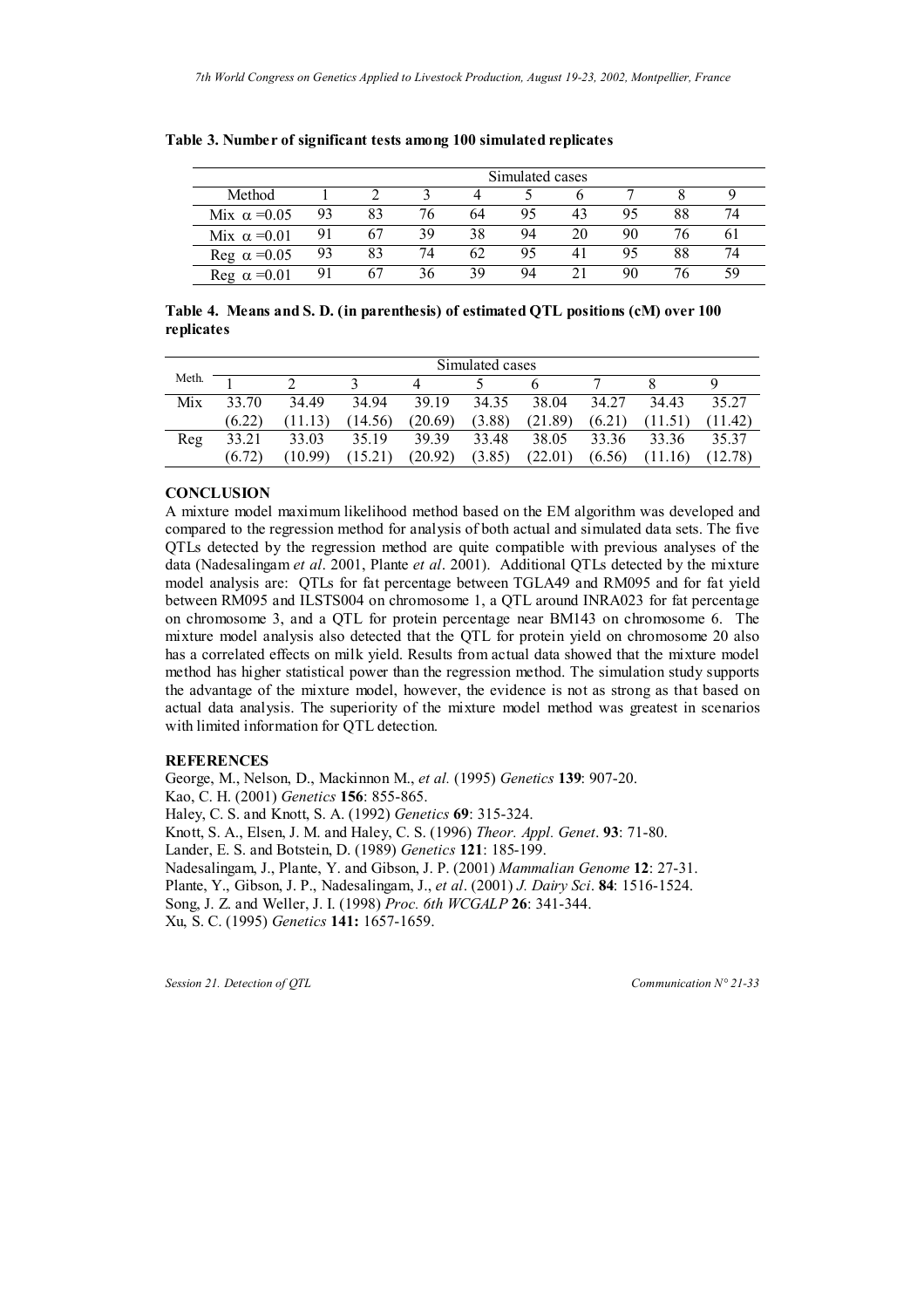**Table 3. Number of significant tests among 100 simulated replicates**

| | Simulated cases | | | | | | | | |
|---|---|---|---|---|---|---|---|---|---|
| Method | 1 | 2 | 3 | 4 | 5 | 6 | 7 | 8 | 9 |
| Mix $\alpha$ =0.05 | 93 | 83 | 76 | 64 | 95 | 43 | 95 | 88 | 74 |
| Mix $\alpha$ =0.01 | 91 | 67 | 39 | 38 | 94 | 20 | 90 | 76 | 61 |
| Reg $\alpha$ =0.05 | 93 | 83 | 74 | 62 | 95 | 41 | 95 | 88 | 74 |
| Reg $\alpha$ =0.01 | 91 | 67 | 36 | 39 | 94 | 21 | 90 | 76 | 59 |

**Table 4. Means and S. D. (in parenthesis) of estimated QTL positions (cM) over 100 replicates**

| Meth. | Simulated cases | | | | | | | | |
|---|---|---|---|---|---|---|---|---|---|
| | 1 | 2 | 3 | 4 | 5 | 6 | 7 | 8 | 9 |
| Mix | 33.70 | 34.49 | 34.94 | 39.19 | 34.35 | 38.04 | 34.27 | 34.43 | 35.27 |
| | (6.22) | (11.13) | (14.56) | (20.69) | (3.88) | (21.89) | (6.21) | (11.51) | (11.42) |
| Reg | 33.21 | 33.03 | 35.19 | 39.39 | 33.48 | 38.05 | 33.36 | 33.36 | 35.37 |
| | (6.72) | (10.99) | (15.21) | (20.92) | (3.85) | (22.01) | (6.56) | (11.16) | (12.78) |

## CONCLUSION

A mixture model maximum likelihood method based on the EM algorithm was developed and compared to the regression method for analysis of both actual and simulated data sets. The five QTLs detected by the regression method are quite compatible with previous analyses of the data (Nadesalingam *et al*. 2001, Plante *et al*. 2001). Additional QTLs detected by the mixture model analysis are: QTLs for fat percentage between TGLA49 and RM095 and for fat yield between RM095 and ILSTS004 on chromosome 1, a QTL around INRA023 for fat percentage on chromosome 3, and a QTL for protein percentage near BM143 on chromosome 6. The mixture model analysis also detected that the QTL for protein yield on chromosome 20 also has a correlated effects on milk yield. Results from actual data showed that the mixture model method has higher statistical power than the regression method. The simulation study supports the advantage of the mixture model, however, the evidence is not as strong as that based on actual data analysis. The superiority of the mixture model method was greatest in scenarios with limited information for QTL detection.

## REFERENCES

George, M., Nelson, D., Mackinnon M., *et al.* (1995) *Genetics* **139**: 907-20.
Kao, C. H. (2001) *Genetics* **156**: 855-865.
Haley, C. S. and Knott, S. A. (1992) *Genetics* **69**: 315-324.
Knott, S. A., Elsen, J. M. and Haley, C. S. (1996) *Theor. Appl. Genet*. **93**: 71-80.
Lander, E. S. and Botstein, D. (1989) *Genetics* **121**: 185-199.
Nadesalingam, J., Plante, Y. and Gibson, J. P. (2001) *Mammalian Genome* **12**: 27-31.
Plante, Y., Gibson, J. P., Nadesalingam, J., *et al*. (2001) *J. Dairy Sci*. **84**: 1516-1524.
Song, J. Z. and Weller, J. I. (1998) *Proc. 6th WCGALP* **26**: 341-344.
Xu, S. C. (1995) *Genetics* **141:** 1657-1659.